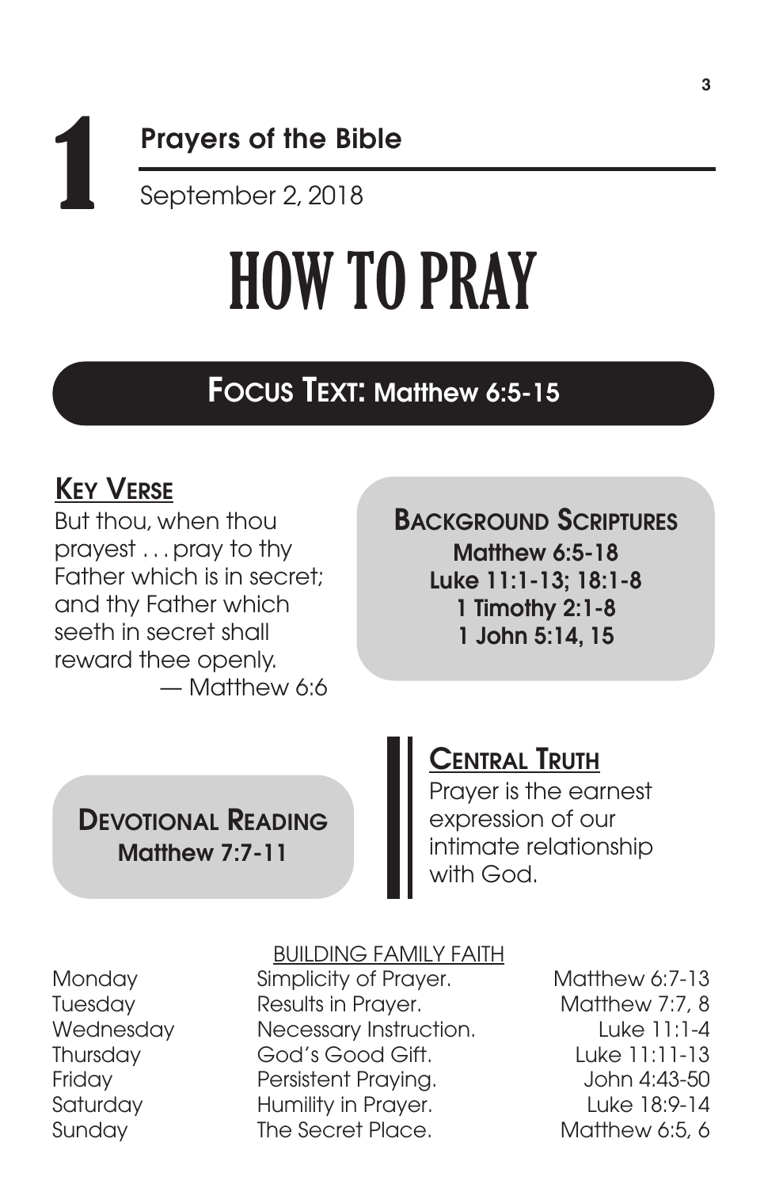# 1

## Prayers of the Bible

September 2, 2018

# HOW TO PRAY

## FOCUS TEXT: Matthew 6:5-15

### KEY VERSE

But thou, when thou prayest . . . pray to thy Father which is in secret; and thy Father which seeth in secret shall reward thee openly.
— Matthew 6:6

### BACKGROUND SCRIPTURES

**Matthew 6:5-18**
**Luke 11:1-13; 18:1-8**
**1 Timothy 2:1-8**
**1 John 5:14, 15**

### DEVOTIONAL READING

**Matthew 7:7-11**

### CENTRAL TRUTH

Prayer is the earnest expression of our intimate relationship with God.

### BUILDING FAMILY FAITH

| | | |
|---|---|---|
| Monday | Simplicity of Prayer. | Matthew 6:7-13 |
| Tuesday | Results in Prayer. | Matthew 7:7, 8 |
| Wednesday | Necessary Instruction. | Luke 11:1-4 |
| Thursday | God's Good Gift. | Luke 11:11-13 |
| Friday | Persistent Praying. | John 4:43-50 |
| Saturday | Humility in Prayer. | Luke 18:9-14 |
| Sunday | The Secret Place. | Matthew 6:5, 6 |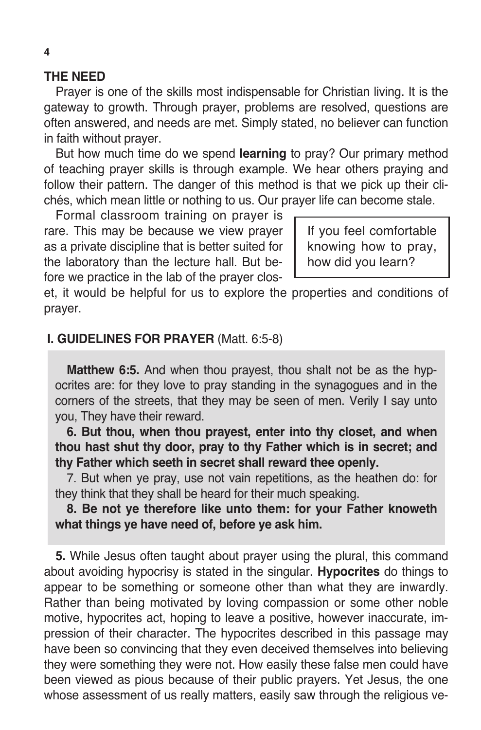## THE NEED

Prayer is one of the skills most indispensable for Christian living. It is the gateway to growth. Through prayer, problems are resolved, questions are often answered, and needs are met. Simply stated, no believer can function in faith without prayer.

But how much time do we spend **learning** to pray? Our primary method of teaching prayer skills is through example. We hear others praying and follow their pattern. The danger of this method is that we pick up their clichés, which mean little or nothing to us. Our prayer life can become stale.

Formal classroom training on prayer is rare. This may be because we view prayer as a private discipline that is better suited for the laboratory than the lecture hall. But before we practice in the lab of the prayer closet, it would be helpful for us to explore the properties and conditions of prayer.

> If you feel comfortable knowing how to pray, how did you learn?

## I. GUIDELINES FOR PRAYER (Matt. 6:5-8)

**Matthew 6:5.** And when thou prayest, thou shalt not be as the hypocrites are: for they love to pray standing in the synagogues and in the corners of the streets, that they may be seen of men. Verily I say unto you, They have their reward.

**6. But thou, when thou prayest, enter into thy closet, and when thou hast shut thy door, pray to thy Father which is in secret; and thy Father which seeth in secret shall reward thee openly.**

7. But when ye pray, use not vain repetitions, as the heathen do: for they think that they shall be heard for their much speaking.

**8. Be not ye therefore like unto them: for your Father knoweth what things ye have need of, before ye ask him.**

**5.** While Jesus often taught about prayer using the plural, this command about avoiding hypocrisy is stated in the singular. **Hypocrites** do things to appear to be something or someone other than what they are inwardly. Rather than being motivated by loving compassion or some other noble motive, hypocrites act, hoping to leave a positive, however inaccurate, impression of their character. The hypocrites described in this passage may have been so convincing that they even deceived themselves into believing they were something they were not. How easily these false men could have been viewed as pious because of their public prayers. Yet Jesus, the one whose assessment of us really matters, easily saw through the religious ve-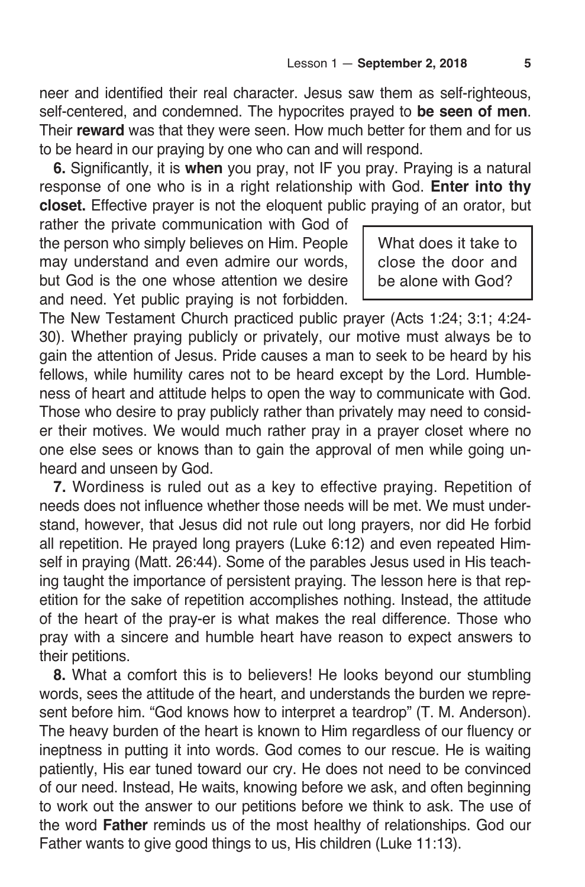neer and identified their real character. Jesus saw them as self-righteous, self-centered, and condemned. The hypocrites prayed to **be seen of men**. Their **reward** was that they were seen. How much better for them and for us to be heard in our praying by one who can and will respond.

**6.** Significantly, it is **when** you pray, not IF you pray. Praying is a natural response of one who is in a right relationship with God. **Enter into thy closet.** Effective prayer is not the eloquent public praying of an orator, but rather the private communication with God of the person who simply believes on Him. People may understand and even admire our words, but God is the one whose attention we desire and need. Yet public praying is not forbidden. The New Testament Church practiced public prayer (Acts 1:24; 3:1; 4:24-30). Whether praying publicly or privately, our motive must always be to gain the attention of Jesus. Pride causes a man to seek to be heard by his fellows, while humility cares not to be heard except by the Lord. Humbleness of heart and attitude helps to open the way to communicate with God. Those who desire to pray publicly rather than privately may need to consider their motives. We would much rather pray in a prayer closet where no one else sees or knows than to gain the approval of men while going unheard and unseen by God.

> What does it take to close the door and be alone with God?

**7.** Wordiness is ruled out as a key to effective praying. Repetition of needs does not influence whether those needs will be met. We must understand, however, that Jesus did not rule out long prayers, nor did He forbid all repetition. He prayed long prayers (Luke 6:12) and even repeated Himself in praying (Matt. 26:44). Some of the parables Jesus used in His teaching taught the importance of persistent praying. The lesson here is that repetition for the sake of repetition accomplishes nothing. Instead, the attitude of the heart of the pray-er is what makes the real difference. Those who pray with a sincere and humble heart have reason to expect answers to their petitions.

**8.** What a comfort this is to believers! He looks beyond our stumbling words, sees the attitude of the heart, and understands the burden we represent before him. "God knows how to interpret a teardrop" (T. M. Anderson). The heavy burden of the heart is known to Him regardless of our fluency or ineptness in putting it into words. God comes to our rescue. He is waiting patiently, His ear tuned toward our cry. He does not need to be convinced of our need. Instead, He waits, knowing before we ask, and often beginning to work out the answer to our petitions before we think to ask. The use of the word **Father** reminds us of the most healthy of relationships. God our Father wants to give good things to us, His children (Luke 11:13).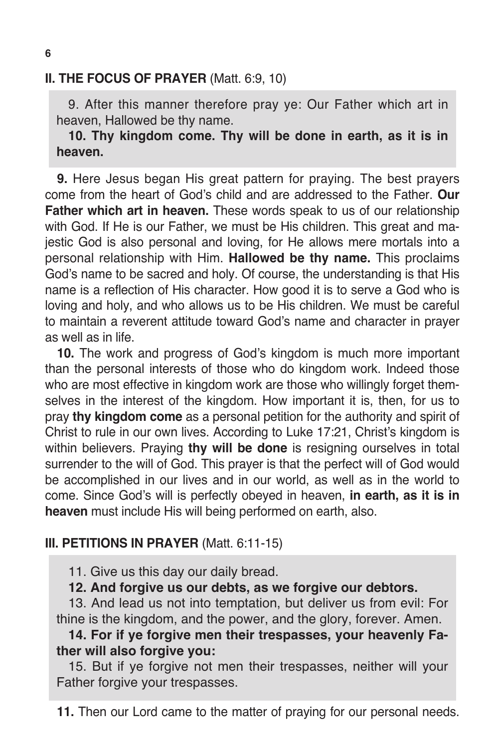## II. THE FOCUS OF PRAYER (Matt. 6:9, 10)

> 9. After this manner therefore pray ye: Our Father which art in heaven, Hallowed be thy name.
>
> **10. Thy kingdom come. Thy will be done in earth, as it is in heaven.**

**9.** Here Jesus began His great pattern for praying. The best prayers come from the heart of God's child and are addressed to the Father. **Our Father which art in heaven.** These words speak to us of our relationship with God. If He is our Father, we must be His children. This great and majestic God is also personal and loving, for He allows mere mortals into a personal relationship with Him. **Hallowed be thy name.** This proclaims God's name to be sacred and holy. Of course, the understanding is that His name is a reflection of His character. How good it is to serve a God who is loving and holy, and who allows us to be His children. We must be careful to maintain a reverent attitude toward God's name and character in prayer as well as in life.

**10.** The work and progress of God's kingdom is much more important than the personal interests of those who do kingdom work. Indeed those who are most effective in kingdom work are those who willingly forget themselves in the interest of the kingdom. How important it is, then, for us to pray **thy kingdom come** as a personal petition for the authority and spirit of Christ to rule in our own lives. According to Luke 17:21, Christ's kingdom is within believers. Praying **thy will be done** is resigning ourselves in total surrender to the will of God. This prayer is that the perfect will of God would be accomplished in our lives and in our world, as well as in the world to come. Since God's will is perfectly obeyed in heaven, **in earth, as it is in heaven** must include His will being performed on earth, also.

## III. PETITIONS IN PRAYER (Matt. 6:11-15)

> 11. Give us this day our daily bread.
>
> **12. And forgive us our debts, as we forgive our debtors.**
>
> 13. And lead us not into temptation, but deliver us from evil: For thine is the kingdom, and the power, and the glory, forever. Amen.
>
> **14. For if ye forgive men their trespasses, your heavenly Father will also forgive you:**
>
> 15. But if ye forgive not men their trespasses, neither will your Father forgive your trespasses.

**11.** Then our Lord came to the matter of praying for our personal needs.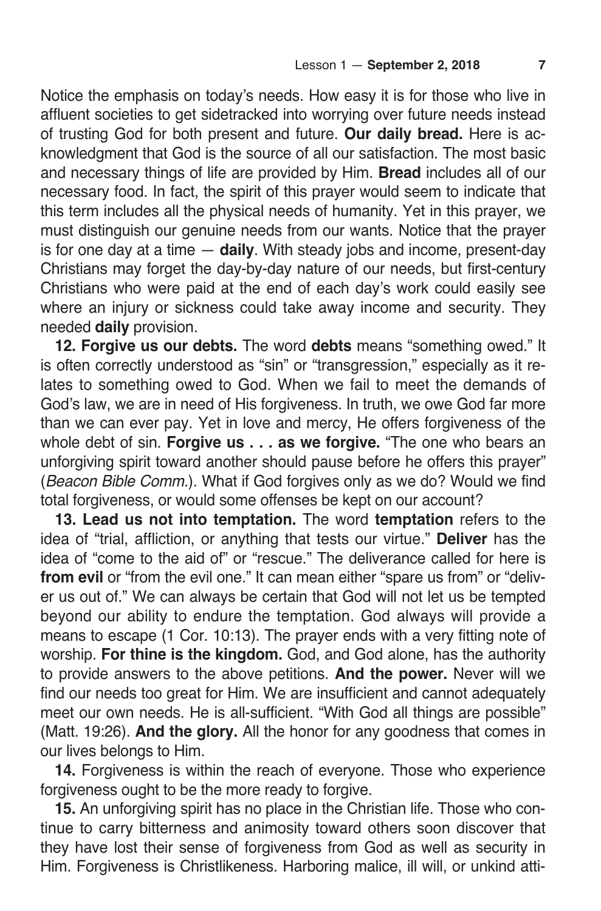Notice the emphasis on today's needs. How easy it is for those who live in affluent societies to get sidetracked into worrying over future needs instead of trusting God for both present and future. **Our daily bread.** Here is acknowledgment that God is the source of all our satisfaction. The most basic and necessary things of life are provided by Him. **Bread** includes all of our necessary food. In fact, the spirit of this prayer would seem to indicate that this term includes all the physical needs of humanity. Yet in this prayer, we must distinguish our genuine needs from our wants. Notice that the prayer is for one day at a time — **daily**. With steady jobs and income, present-day Christians may forget the day-by-day nature of our needs, but first-century Christians who were paid at the end of each day's work could easily see where an injury or sickness could take away income and security. They needed **daily** provision.

**12. Forgive us our debts.** The word **debts** means "something owed." It is often correctly understood as "sin" or "transgression," especially as it relates to something owed to God. When we fail to meet the demands of God's law, we are in need of His forgiveness. In truth, we owe God far more than we can ever pay. Yet in love and mercy, He offers forgiveness of the whole debt of sin. **Forgive us . . . as we forgive.** "The one who bears an unforgiving spirit toward another should pause before he offers this prayer" (*Beacon Bible Comm.*). What if God forgives only as we do? Would we find total forgiveness, or would some offenses be kept on our account?

**13. Lead us not into temptation.** The word **temptation** refers to the idea of "trial, affliction, or anything that tests our virtue." **Deliver** has the idea of "come to the aid of" or "rescue." The deliverance called for here is **from evil** or "from the evil one." It can mean either "spare us from" or "deliver us out of." We can always be certain that God will not let us be tempted beyond our ability to endure the temptation. God always will provide a means to escape (1 Cor. 10:13). The prayer ends with a very fitting note of worship. **For thine is the kingdom.** God, and God alone, has the authority to provide answers to the above petitions. **And the power.** Never will we find our needs too great for Him. We are insufficient and cannot adequately meet our own needs. He is all-sufficient. "With God all things are possible" (Matt. 19:26). **And the glory.** All the honor for any goodness that comes in our lives belongs to Him.

**14.** Forgiveness is within the reach of everyone. Those who experience forgiveness ought to be the more ready to forgive.

**15.** An unforgiving spirit has no place in the Christian life. Those who continue to carry bitterness and animosity toward others soon discover that they have lost their sense of forgiveness from God as well as security in Him. Forgiveness is Christlikeness. Harboring malice, ill will, or unkind atti-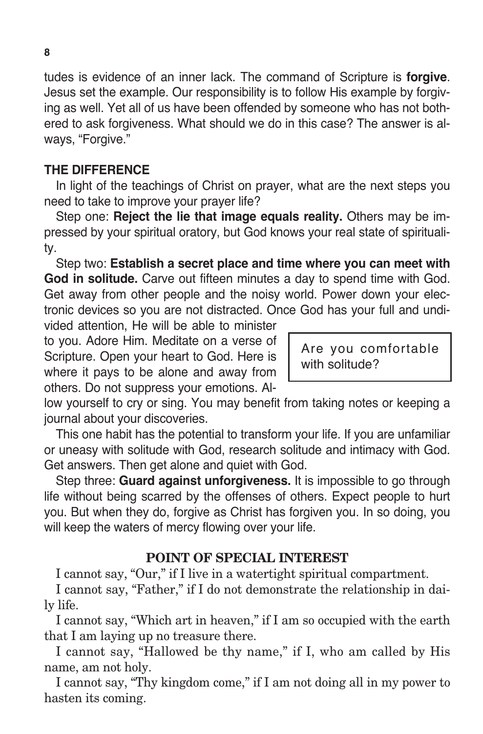tudes is evidence of an inner lack. The command of Scripture is **forgive**. Jesus set the example. Our responsibility is to follow His example by forgiving as well. Yet all of us have been offended by someone who has not bothered to ask forgiveness. What should we do in this case? The answer is always, "Forgive."

### THE DIFFERENCE

In light of the teachings of Christ on prayer, what are the next steps you need to take to improve your prayer life?

Step one: **Reject the lie that image equals reality.** Others may be impressed by your spiritual oratory, but God knows your real state of spirituality.

Step two: **Establish a secret place and time where you can meet with God in solitude.** Carve out fifteen minutes a day to spend time with God. Get away from other people and the noisy world. Power down your electronic devices so you are not distracted. Once God has your full and undivided attention, He will be able to minister to you. Adore Him. Meditate on a verse of Scripture. Open your heart to God. Here is where it pays to be alone and away from others. Do not suppress your emotions. Allow yourself to cry or sing. You may benefit from taking notes or keeping a journal about your discoveries.

> Are you comfortable with solitude?

This one habit has the potential to transform your life. If you are unfamiliar or uneasy with solitude with God, research solitude and intimacy with God. Get answers. Then get alone and quiet with God.

Step three: **Guard against unforgiveness.** It is impossible to go through life without being scarred by the offenses of others. Expect people to hurt you. But when they do, forgive as Christ has forgiven you. In so doing, you will keep the waters of mercy flowing over your life.

### POINT OF SPECIAL INTEREST

I cannot say, "Our," if I live in a watertight spiritual compartment.

I cannot say, "Father," if I do not demonstrate the relationship in daily life.

I cannot say, "Which art in heaven," if I am so occupied with the earth that I am laying up no treasure there.

I cannot say, "Hallowed be thy name," if I, who am called by His name, am not holy.

I cannot say, "Thy kingdom come," if I am not doing all in my power to hasten its coming.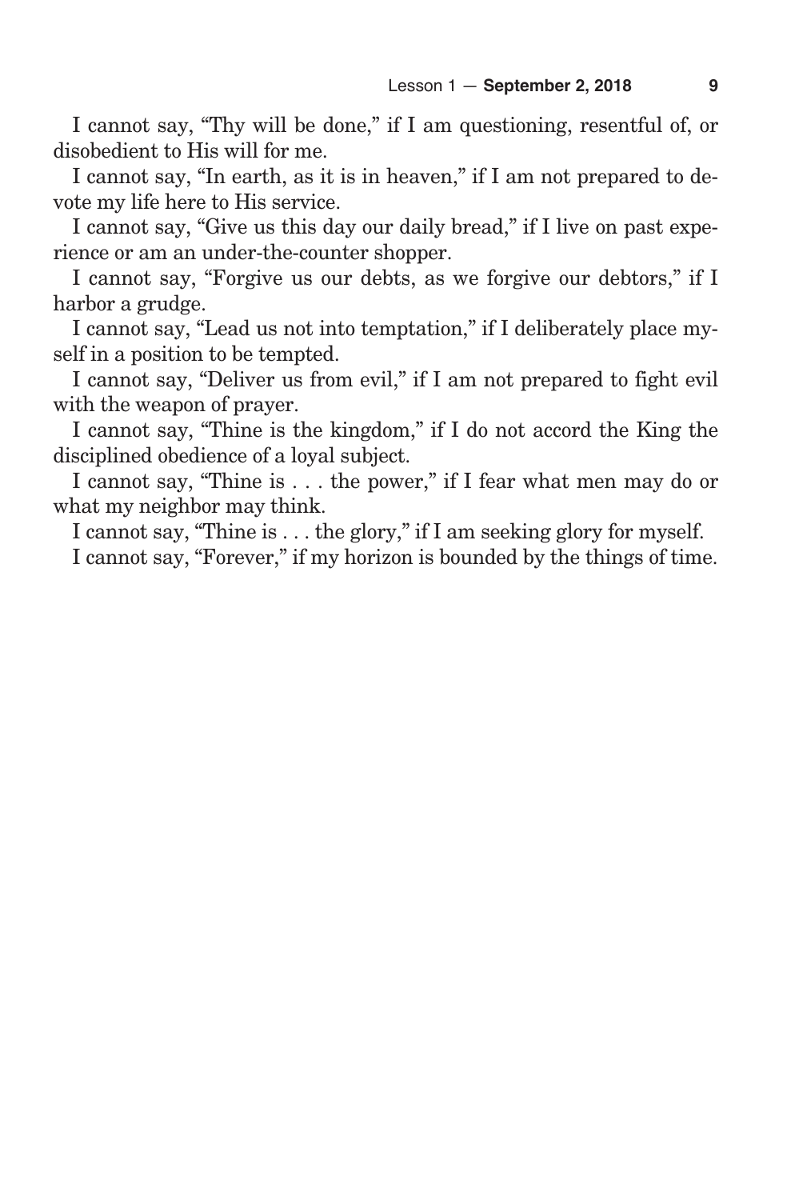I cannot say, "Thy will be done," if I am questioning, resentful of, or disobedient to His will for me.

I cannot say, "In earth, as it is in heaven," if I am not prepared to devote my life here to His service.

I cannot say, "Give us this day our daily bread," if I live on past experience or am an under-the-counter shopper.

I cannot say, "Forgive us our debts, as we forgive our debtors," if I harbor a grudge.

I cannot say, "Lead us not into temptation," if I deliberately place myself in a position to be tempted.

I cannot say, "Deliver us from evil," if I am not prepared to fight evil with the weapon of prayer.

I cannot say, "Thine is the kingdom," if I do not accord the King the disciplined obedience of a loyal subject.

I cannot say, "Thine is . . . the power," if I fear what men may do or what my neighbor may think.

I cannot say, "Thine is . . . the glory," if I am seeking glory for myself.

I cannot say, "Forever," if my horizon is bounded by the things of time.